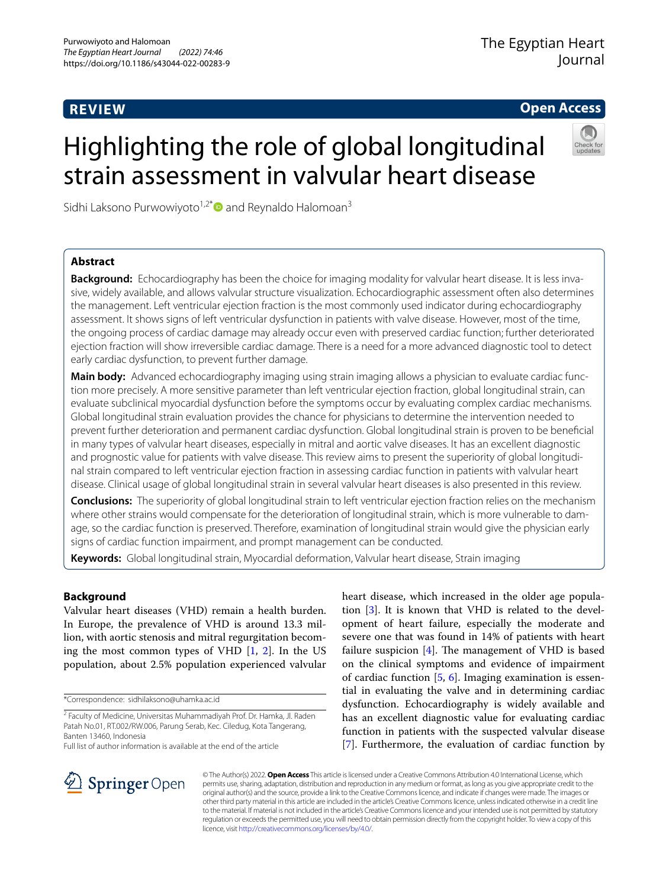**REVIEW** **Open Access**

# Highlighting the role of global longitudinal strain assessment in valvular heart disease

Sidhi Laksono Purwowiyoto[1,2*] and Reynaldo Halomoan[3]

## Abstract

**Background:** Echocardiography has been the choice for imaging modality for valvular heart disease. It is less invasive, widely available, and allows valvular structure visualization. Echocardiographic assessment often also determines the management. Left ventricular ejection fraction is the most commonly used indicator during echocardiography assessment. It shows signs of left ventricular dysfunction in patients with valve disease. However, most of the time, the ongoing process of cardiac damage may already occur even with preserved cardiac function; further deteriorated ejection fraction will show irreversible cardiac damage. There is a need for a more advanced diagnostic tool to detect early cardiac dysfunction, to prevent further damage.

**Main body:** Advanced echocardiography imaging using strain imaging allows a physician to evaluate cardiac function more precisely. A more sensitive parameter than left ventricular ejection fraction, global longitudinal strain, can evaluate subclinical myocardial dysfunction before the symptoms occur by evaluating complex cardiac mechanisms. Global longitudinal strain evaluation provides the chance for physicians to determine the intervention needed to prevent further deterioration and permanent cardiac dysfunction. Global longitudinal strain is proven to be beneficial in many types of valvular heart diseases, especially in mitral and aortic valve diseases. It has an excellent diagnostic and prognostic value for patients with valve disease. This review aims to present the superiority of global longitudinal strain compared to left ventricular ejection fraction in assessing cardiac function in patients with valvular heart disease. Clinical usage of global longitudinal strain in several valvular heart diseases is also presented in this review.

**Conclusions:** The superiority of global longitudinal strain to left ventricular ejection fraction relies on the mechanism where other strains would compensate for the deterioration of longitudinal strain, which is more vulnerable to damage, so the cardiac function is preserved. Therefore, examination of longitudinal strain would give the physician early signs of cardiac function impairment, and prompt management can be conducted.

**Keywords:** Global longitudinal strain, Myocardial deformation, Valvular heart disease, Strain imaging

## Background

Valvular heart diseases (VHD) remain a health burden. In Europe, the prevalence of VHD is around 13.3 million, with aortic stenosis and mitral regurgitation becoming the most common types of VHD [1, 2]. In the US population, about 2.5% population experienced valvular heart disease, which increased in the older age population [3]. It is known that VHD is related to the development of heart failure, especially the moderate and severe one that was found in 14% of patients with heart failure suspicion [4]. The management of VHD is based on the clinical symptoms and evidence of impairment of cardiac function [5, 6]. Imaging examination is essential in evaluating the valve and in determining cardiac dysfunction. Echocardiography is widely available and has an excellent diagnostic value for evaluating cardiac function in patients with the suspected valvular disease [7]. Furthermore, the evaluation of cardiac function by

*Correspondence: sidhilaksono@uhamka.ac.id

[2] Faculty of Medicine, Universitas Muhammadiyah Prof. Dr. Hamka, Jl. Raden Patah No.01, RT.002/RW.006, Parung Serab, Kec. Ciledug, Kota Tangerang, Banten 13460, Indonesia

Full list of author information is available at the end of the article

© The Author(s) 2022. **Open Access** This article is licensed under a Creative Commons Attribution 4.0 International License, which permits use, sharing, adaptation, distribution and reproduction in any medium or format, as long as you give appropriate credit to the original author(s) and the source, provide a link to the Creative Commons licence, and indicate if changes were made. The images or other third party material in this article are included in the article's Creative Commons licence, unless indicated otherwise in a credit line to the material. If material is not included in the article's Creative Commons licence and your intended use is not permitted by statutory regulation or exceeds the permitted use, you will need to obtain permission directly from the copyright holder. To view a copy of this licence, visit http://creativecommons.org/licenses/by/4.0/.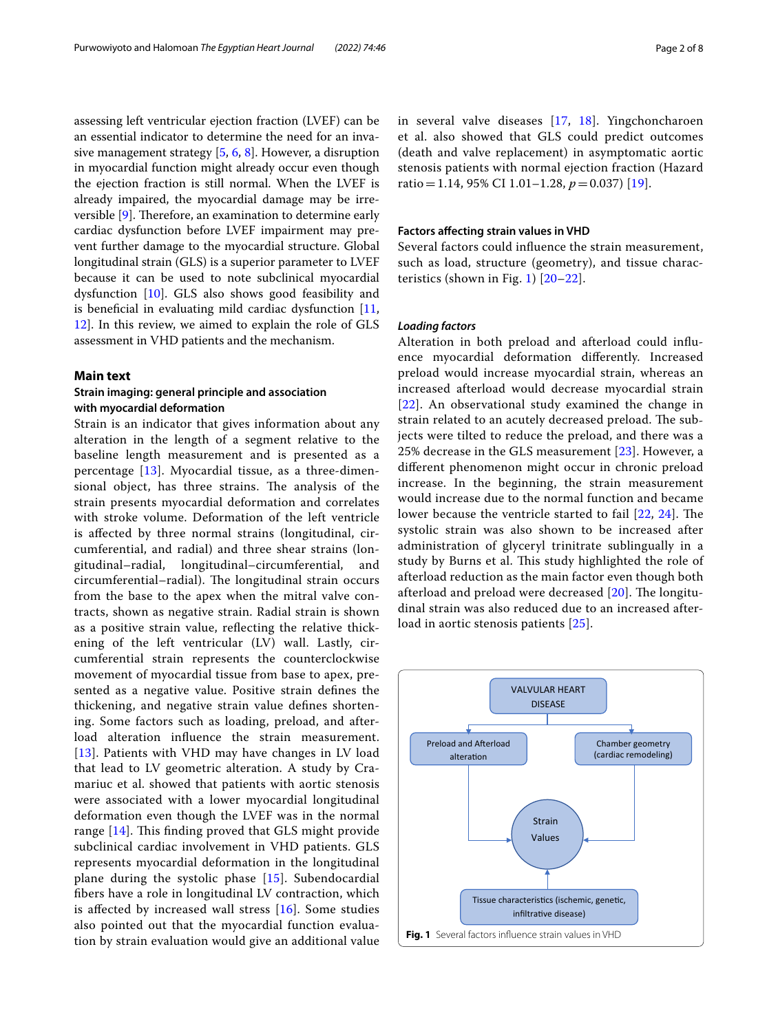assessing left ventricular ejection fraction (LVEF) can be an essential indicator to determine the need for an invasive management strategy [5, 6, 8]. However, a disruption in myocardial function might already occur even though the ejection fraction is still normal. When the LVEF is already impaired, the myocardial damage may be irreversible [9]. Therefore, an examination to determine early cardiac dysfunction before LVEF impairment may prevent further damage to the myocardial structure. Global longitudinal strain (GLS) is a superior parameter to LVEF because it can be used to note subclinical myocardial dysfunction [10]. GLS also shows good feasibility and is beneficial in evaluating mild cardiac dysfunction [11, 12]. In this review, we aimed to explain the role of GLS assessment in VHD patients and the mechanism.

## Main text

### Strain imaging: general principle and association with myocardial deformation

Strain is an indicator that gives information about any alteration in the length of a segment relative to the baseline length measurement and is presented as a percentage [13]. Myocardial tissue, as a three-dimensional object, has three strains. The analysis of the strain presents myocardial deformation and correlates with stroke volume. Deformation of the left ventricle is affected by three normal strains (longitudinal, circumferential, and radial) and three shear strains (longitudinal–radial, longitudinal–circumferential, and circumferential–radial). The longitudinal strain occurs from the base to the apex when the mitral valve contracts, shown as negative strain. Radial strain is shown as a positive strain value, reflecting the relative thickening of the left ventricular (LV) wall. Lastly, circumferential strain represents the counterclockwise movement of myocardial tissue from base to apex, presented as a negative value. Positive strain defines the thickening, and negative strain value defines shortening. Some factors such as loading, preload, and afterload alteration influence the strain measurement [13]. Patients with VHD may have changes in LV load that lead to LV geometric alteration. A study by Cramariuc et al. showed that patients with aortic stenosis were associated with a lower myocardial longitudinal deformation even though the LVEF was in the normal range [14]. This finding proved that GLS might provide subclinical cardiac involvement in VHD patients. GLS represents myocardial deformation in the longitudinal plane during the systolic phase [15]. Subendocardial fibers have a role in longitudinal LV contraction, which is affected by increased wall stress [16]. Some studies also pointed out that the myocardial function evaluation by strain evaluation would give an additional value in several valve diseases [17, 18]. Yingchoncharoen et al. also showed that GLS could predict outcomes (death and valve replacement) in asymptomatic aortic stenosis patients with normal ejection fraction (Hazard ratio = 1.14, 95% CI 1.01–1.28, $p = 0.037$) [19].

### Factors affecting strain values in VHD

Several factors could influence the strain measurement, such as load, structure (geometry), and tissue characteristics (shown in Fig. 1) [20–22].

#### *Loading factors*

Alteration in both preload and afterload could influence myocardial deformation differently. Increased preload would increase myocardial strain, whereas an increased afterload would decrease myocardial strain [22]. An observational study examined the change in strain related to an acutely decreased preload. The subjects were tilted to reduce the preload, and there was a 25% decrease in the GLS measurement [23]. However, a different phenomenon might occur in chronic preload increase. In the beginning, the strain measurement would increase due to the normal function and became lower because the ventricle started to fail [22, 24]. The systolic strain was also shown to be increased after administration of glyceryl trinitrate sublingually in a study by Burns et al. This study highlighted the role of afterload reduction as the main factor even though both afterload and preload were decreased [20]. The longitudinal strain was also reduced due to an increased afterload in aortic stenosis patients [25].

VALVULAR HEART DISEASE → Preload and Afterload alteration; Chamber geometry (cardiac remodeling) → Strain Values ← Tissue characteristics (ischemic, genetic, infiltrative disease)

**Fig. 1** Several factors influence strain values in VHD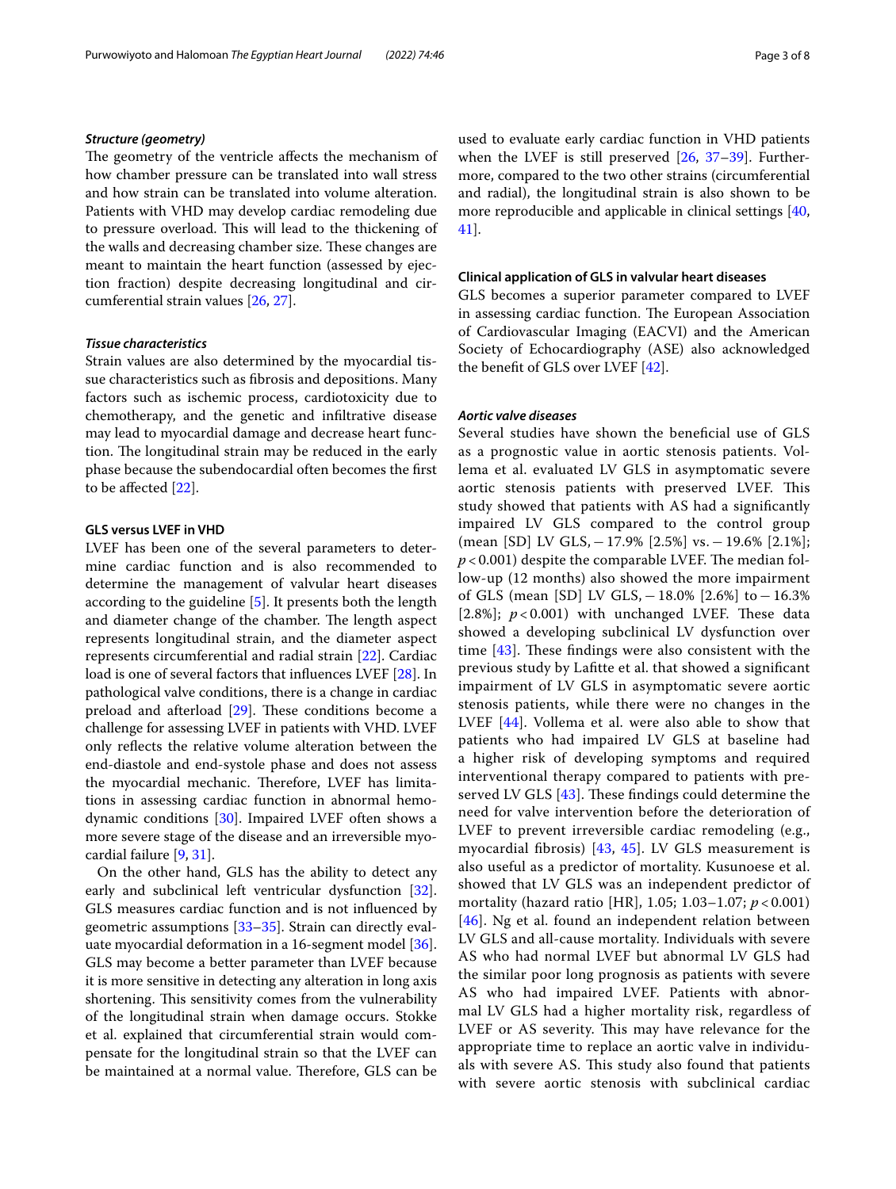#### *Structure (geometry)*

The geometry of the ventricle affects the mechanism of how chamber pressure can be translated into wall stress and how strain can be translated into volume alteration. Patients with VHD may develop cardiac remodeling due to pressure overload. This will lead to the thickening of the walls and decreasing chamber size. These changes are meant to maintain the heart function (assessed by ejection fraction) despite decreasing longitudinal and circumferential strain values [26, 27].

#### *Tissue characteristics*

Strain values are also determined by the myocardial tissue characteristics such as fibrosis and depositions. Many factors such as ischemic process, cardiotoxicity due to chemotherapy, and the genetic and infiltrative disease may lead to myocardial damage and decrease heart function. The longitudinal strain may be reduced in the early phase because the subendocardial often becomes the first to be affected [22].

### GLS versus LVEF in VHD

LVEF has been one of the several parameters to determine cardiac function and is also recommended to determine the management of valvular heart diseases according to the guideline [5]. It presents both the length and diameter change of the chamber. The length aspect represents longitudinal strain, and the diameter aspect represents circumferential and radial strain [22]. Cardiac load is one of several factors that influences LVEF [28]. In pathological valve conditions, there is a change in cardiac preload and afterload [29]. These conditions become a challenge for assessing LVEF in patients with VHD. LVEF only reflects the relative volume alteration between the end-diastole and end-systole phase and does not assess the myocardial mechanic. Therefore, LVEF has limitations in assessing cardiac function in abnormal hemodynamic conditions [30]. Impaired LVEF often shows a more severe stage of the disease and an irreversible myocardial failure [9, 31].

On the other hand, GLS has the ability to detect any early and subclinical left ventricular dysfunction [32]. GLS measures cardiac function and is not influenced by geometric assumptions [33–35]. Strain can directly evaluate myocardial deformation in a 16-segment model [36]. GLS may become a better parameter than LVEF because it is more sensitive in detecting any alteration in long axis shortening. This sensitivity comes from the vulnerability of the longitudinal strain when damage occurs. Stokke et al. explained that circumferential strain would compensate for the longitudinal strain so that the LVEF can be maintained at a normal value. Therefore, GLS can be used to evaluate early cardiac function in VHD patients when the LVEF is still preserved [26, 37–39]. Furthermore, compared to the two other strains (circumferential and radial), the longitudinal strain is also shown to be more reproducible and applicable in clinical settings [40, 41].

### Clinical application of GLS in valvular heart diseases

GLS becomes a superior parameter compared to LVEF in assessing cardiac function. The European Association of Cardiovascular Imaging (EACVI) and the American Society of Echocardiography (ASE) also acknowledged the benefit of GLS over LVEF [42].

#### *Aortic valve diseases*

Several studies have shown the beneficial use of GLS as a prognostic value in aortic stenosis patients. Vollema et al. evaluated LV GLS in asymptomatic severe aortic stenosis patients with preserved LVEF. This study showed that patients with AS had a significantly impaired LV GLS compared to the control group (mean [SD] LV GLS, −17.9% [2.5%] vs. −19.6% [2.1%]; $p < 0.001$) despite the comparable LVEF. The median follow-up (12 months) also showed the more impairment of GLS (mean [SD] LV GLS, −18.0% [2.6%] to −16.3% [2.8%]; $p < 0.001$) with unchanged LVEF. These data showed a developing subclinical LV dysfunction over time [43]. These findings were also consistent with the previous study by Lafitte et al. that showed a significant impairment of LV GLS in asymptomatic severe aortic stenosis patients, while there were no changes in the LVEF [44]. Vollema et al. were also able to show that patients who had impaired LV GLS at baseline had a higher risk of developing symptoms and required interventional therapy compared to patients with preserved LV GLS [43]. These findings could determine the need for valve intervention before the deterioration of LVEF to prevent irreversible cardiac remodeling (e.g., myocardial fibrosis) [43, 45]. LV GLS measurement is also useful as a predictor of mortality. Kusunoese et al. showed that LV GLS was an independent predictor of mortality (hazard ratio [HR], 1.05; 1.03–1.07; $p < 0.001$) [46]. Ng et al. found an independent relation between LV GLS and all-cause mortality. Individuals with severe AS who had normal LVEF but abnormal LV GLS had the similar poor long prognosis as patients with severe AS who had impaired LVEF. Patients with abnormal LV GLS had a higher mortality risk, regardless of LVEF or AS severity. This may have relevance for the appropriate time to replace an aortic valve in individuals with severe AS. This study also found that patients with severe aortic stenosis with subclinical cardiac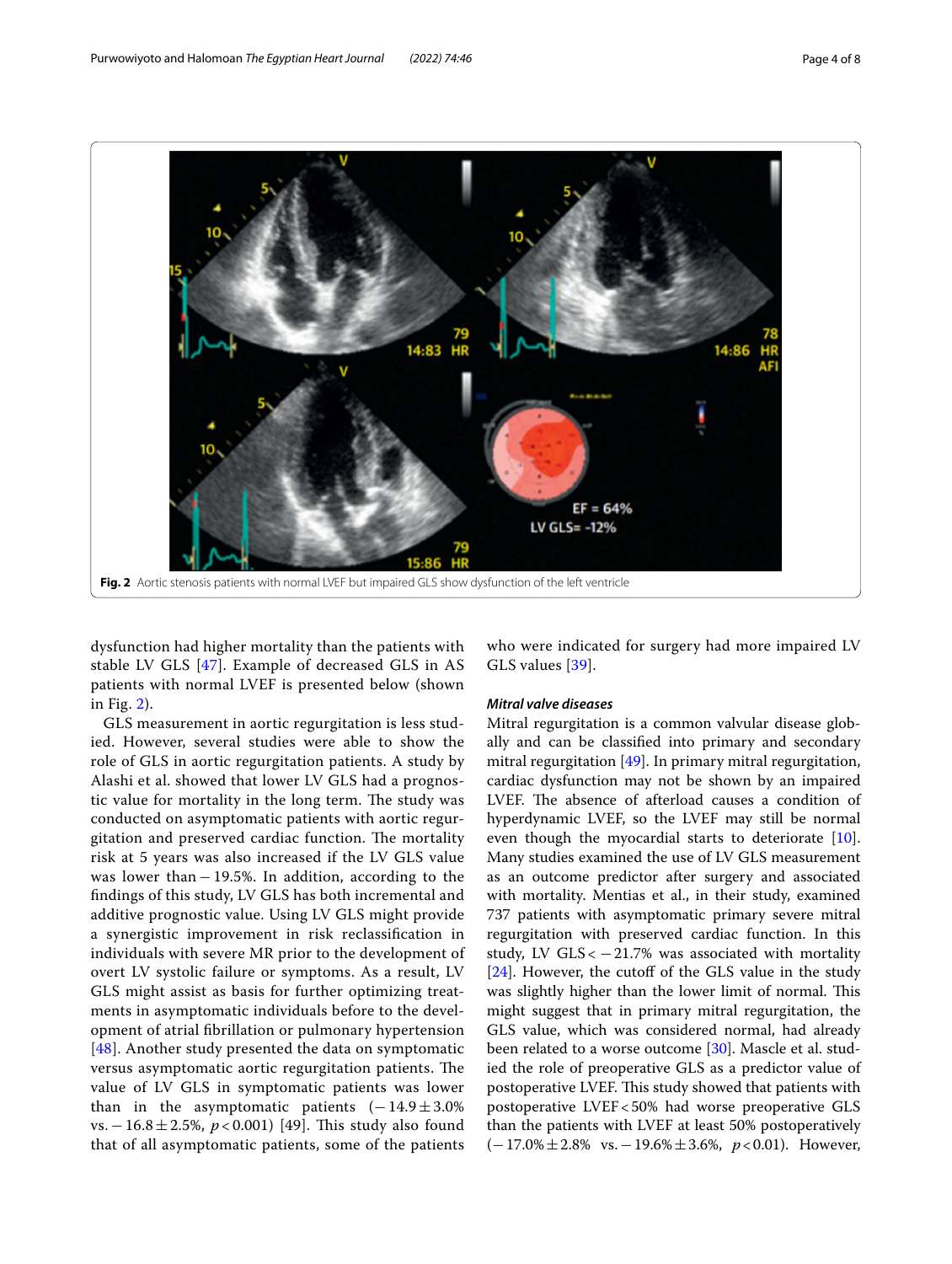Fig. 2 Aortic stenosis patients with normal LVEF but impaired GLS show dysfunction of the left ventricle

dysfunction had higher mortality than the patients with stable LV GLS [47]. Example of decreased GLS in AS patients with normal LVEF is presented below (shown in Fig. 2).

GLS measurement in aortic regurgitation is less studied. However, several studies were able to show the role of GLS in aortic regurgitation patients. A study by Alashi et al. showed that lower LV GLS had a prognostic value for mortality in the long term. The study was conducted on asymptomatic patients with aortic regurgitation and preserved cardiac function. The mortality risk at 5 years was also increased if the LV GLS value was lower than − 19.5%. In addition, according to the findings of this study, LV GLS has both incremental and additive prognostic value. Using LV GLS might provide a synergistic improvement in risk reclassification in individuals with severe MR prior to the development of overt LV systolic failure or symptoms. As a result, LV GLS might assist as basis for further optimizing treatments in asymptomatic individuals before to the development of atrial fibrillation or pulmonary hypertension [48]. Another study presented the data on symptomatic versus asymptomatic aortic regurgitation patients. The value of LV GLS in symptomatic patients was lower than in the asymptomatic patients (− 14.9 ± 3.0% vs. − 16.8 ± 2.5%, $p < 0.001$) [49]. This study also found that of all asymptomatic patients, some of the patients who were indicated for surgery had more impaired LV GLS values [39].

#### *Mitral valve diseases*

Mitral regurgitation is a common valvular disease globally and can be classified into primary and secondary mitral regurgitation [49]. In primary mitral regurgitation, cardiac dysfunction may not be shown by an impaired LVEF. The absence of afterload causes a condition of hyperdynamic LVEF, so the LVEF may still be normal even though the myocardial starts to deteriorate [10]. Many studies examined the use of LV GLS measurement as an outcome predictor after surgery and associated with mortality. Mentias et al., in their study, examined 737 patients with asymptomatic primary severe mitral regurgitation with preserved cardiac function. In this study, LV GLS < − 21.7% was associated with mortality [24]. However, the cutoff of the GLS value in the study was slightly higher than the lower limit of normal. This might suggest that in primary mitral regurgitation, the GLS value, which was considered normal, had already been related to a worse outcome [30]. Mascle et al. studied the role of preoperative GLS as a predictor value of postoperative LVEF. This study showed that patients with postoperative LVEF < 50% had worse preoperative GLS than the patients with LVEF at least 50% postoperatively (− 17.0% ± 2.8% vs. − 19.6% ± 3.6%, $p < 0.01$). However,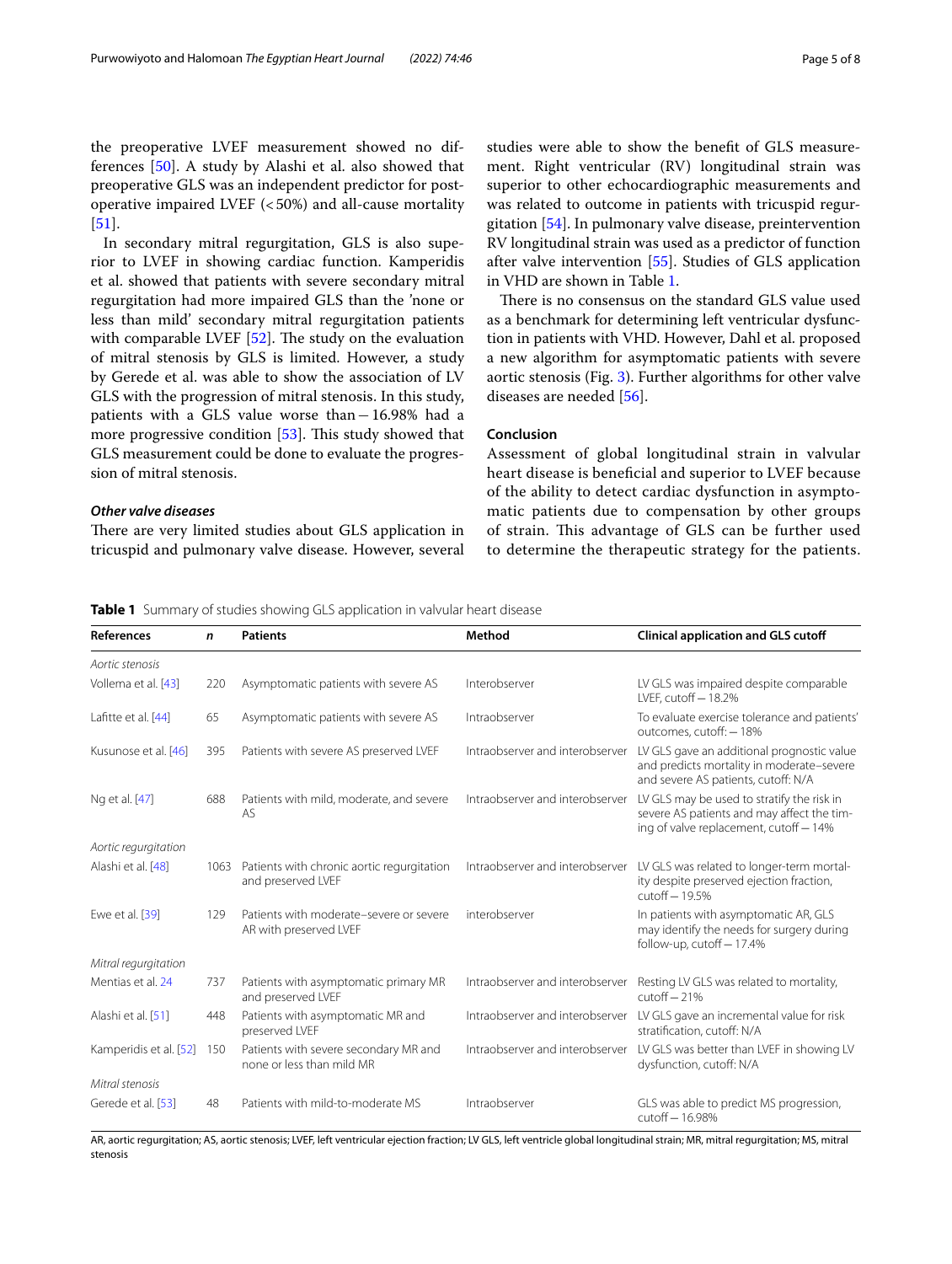the preoperative LVEF measurement showed no differences [50]. A study by Alashi et al. also showed that preoperative GLS was an independent predictor for postoperative impaired LVEF (< 50%) and all-cause mortality [51].

In secondary mitral regurgitation, GLS is also superior to LVEF in showing cardiac function. Kamperidis et al. showed that patients with severe secondary mitral regurgitation had more impaired GLS than the 'none or less than mild' secondary mitral regurgitation patients with comparable LVEF [52]. The study on the evaluation of mitral stenosis by GLS is limited. However, a study by Gerede et al. was able to show the association of LV GLS with the progression of mitral stenosis. In this study, patients with a GLS value worse than − 16.98% had a more progressive condition [53]. This study showed that GLS measurement could be done to evaluate the progression of mitral stenosis.

### *Other valve diseases*

There are very limited studies about GLS application in tricuspid and pulmonary valve disease. However, several studies were able to show the benefit of GLS measurement. Right ventricular (RV) longitudinal strain was superior to other echocardiographic measurements and was related to outcome in patients with tricuspid regurgitation [54]. In pulmonary valve disease, preintervention RV longitudinal strain was used as a predictor of function after valve intervention [55]. Studies of GLS application in VHD are shown in Table 1.

There is no consensus on the standard GLS value used as a benchmark for determining left ventricular dysfunction in patients with VHD. However, Dahl et al. proposed a new algorithm for asymptomatic patients with severe aortic stenosis (Fig. 3). Further algorithms for other valve diseases are needed [56].

### Conclusion

Assessment of global longitudinal strain in valvular heart disease is beneficial and superior to LVEF because of the ability to detect cardiac dysfunction in asymptomatic patients due to compensation by other groups of strain. This advantage of GLS can be further used to determine the therapeutic strategy for the patients.

**Table 1** Summary of studies showing GLS application in valvular heart disease

| References | *n* | Patients | Method | Clinical application and GLS cutoff |
|---|---|---|---|---|
| *Aortic stenosis* | | | | |
| Vollema et al. [43] | 220 | Asymptomatic patients with severe AS | Interobserver | LV GLS was impaired despite comparable LVEF, cutoff − 18.2% |
| Lafitte et al. [44] | 65 | Asymptomatic patients with severe AS | Intraobserver | To evaluate exercise tolerance and patients' outcomes, cutoff: − 18% |
| Kusunose et al. [46] | 395 | Patients with severe AS preserved LVEF | Intraobserver and interobserver | LV GLS gave an additional prognostic value and predicts mortality in moderate–severe and severe AS patients, cutoff: N/A |
| Ng et al. [47] | 688 | Patients with mild, moderate, and severe AS | Intraobserver and interobserver | LV GLS may be used to stratify the risk in severe AS patients and may affect the timing of valve replacement, cutoff − 14% |
| *Aortic regurgitation* | | | | |
| Alashi et al. [48] | 1063 | Patients with chronic aortic regurgitation and preserved LVEF | Intraobserver and interobserver | LV GLS was related to longer-term mortality despite preserved ejection fraction, cutoff − 19.5% |
| Ewe et al. [39] | 129 | Patients with moderate–severe or severe AR with preserved LVEF | interobserver | In patients with asymptomatic AR, GLS may identify the needs for surgery during follow-up, cutoff − 17.4% |
| *Mitral regurgitation* | | | | |
| Mentias et al. 24 | 737 | Patients with asymptomatic primary MR and preserved LVEF | Intraobserver and interobserver | Resting LV GLS was related to mortality, cutoff − 21% |
| Alashi et al. [51] | 448 | Patients with asymptomatic MR and preserved LVEF | Intraobserver and interobserver | LV GLS gave an incremental value for risk stratification, cutoff: N/A |
| Kamperidis et al. [52] | 150 | Patients with severe secondary MR and none or less than mild MR | Intraobserver and interobserver | LV GLS was better than LVEF in showing LV dysfunction, cutoff: N/A |
| *Mitral stenosis* | | | | |
| Gerede et al. [53] | 48 | Patients with mild-to-moderate MS | Intraobserver | GLS was able to predict MS progression, cutoff − 16.98% |

AR, aortic regurgitation; AS, aortic stenosis; LVEF, left ventricular ejection fraction; LV GLS, left ventricle global longitudinal strain; MR, mitral regurgitation; MS, mitral stenosis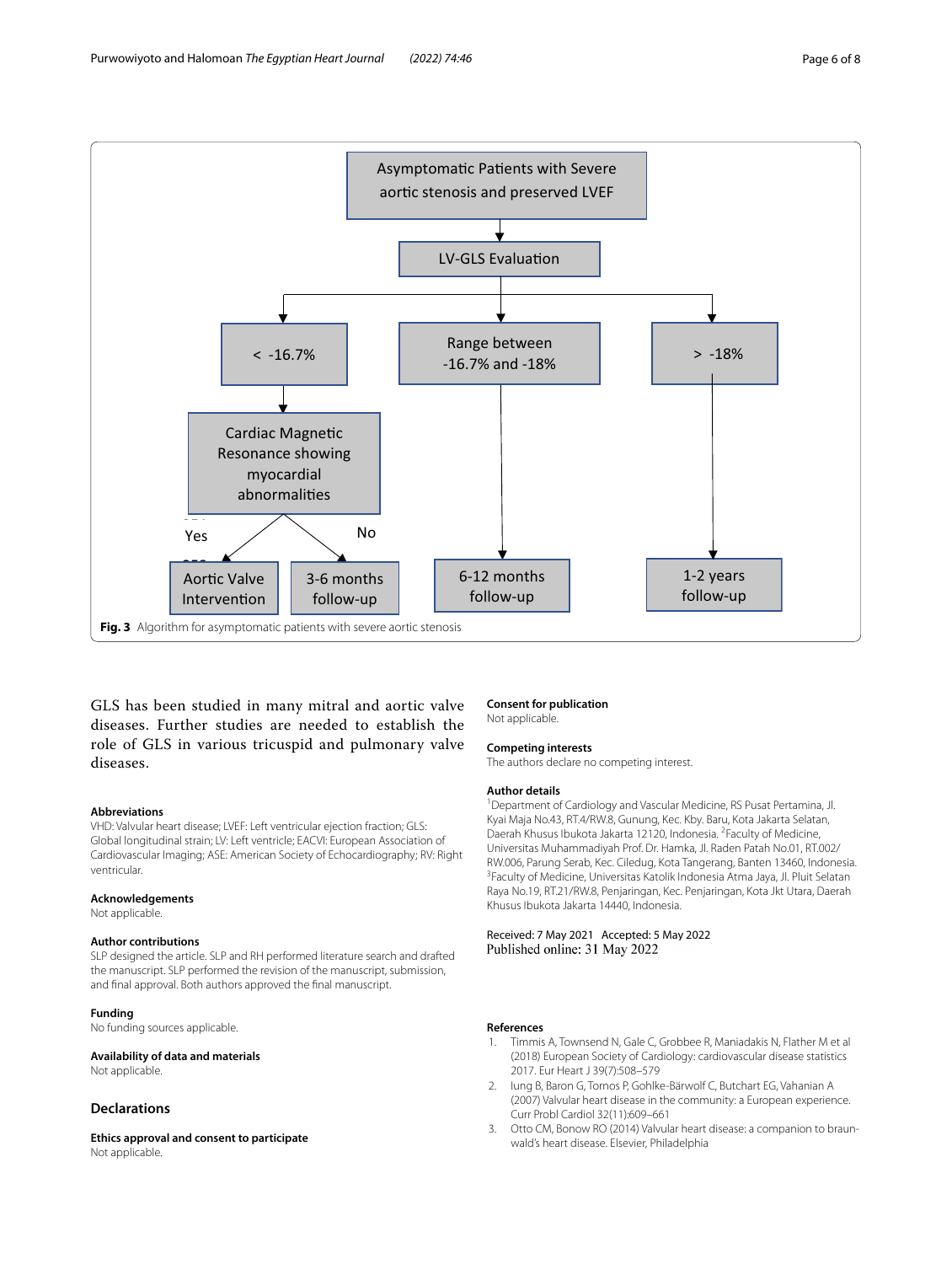Asymptomatic Patients with Severe aortic stenosis and preserved LVEF

LV-GLS Evaluation

< -16.7%

Range between -16.7% and -18%

> -18%

Cardiac Magnetic Resonance showing myocardial abnormalities

Yes

No

Aortic Valve Intervention

3-6 months follow-up

6-12 months follow-up

1-2 years follow-up

**Fig. 3** Algorithm for asymptomatic patients with severe aortic stenosis

GLS has been studied in many mitral and aortic valve diseases. Further studies are needed to establish the role of GLS in various tricuspid and pulmonary valve diseases.

#### Abbreviations

VHD: Valvular heart disease; LVEF: Left ventricular ejection fraction; GLS: Global longitudinal strain; LV: Left ventricle; EACVI: European Association of Cardiovascular Imaging; ASE: American Society of Echocardiography; RV: Right ventricular.

#### Acknowledgements

Not applicable.

#### Author contributions

SLP designed the article. SLP and RH performed literature search and drafted the manuscript. SLP performed the revision of the manuscript, submission, and final approval. Both authors approved the final manuscript.

#### Funding

No funding sources applicable.

#### Availability of data and materials

Not applicable.

## Declarations

#### Ethics approval and consent to participate

Not applicable.

#### Consent for publication

Not applicable.

#### Competing interests

The authors declare no competing interest.

#### Author details

[1]Department of Cardiology and Vascular Medicine, RS Pusat Pertamina, Jl. Kyai Maja No.43, RT.4/RW.8, Gunung, Kec. Kby. Baru, Kota Jakarta Selatan, Daerah Khusus Ibukota Jakarta 12120, Indonesia. [2]Faculty of Medicine, Universitas Muhammadiyah Prof. Dr. Hamka, Jl. Raden Patah No.01, RT.002/RW.006, Parung Serab, Kec. Ciledug, Kota Tangerang, Banten 13460, Indonesia. [3]Faculty of Medicine, Universitas Katolik Indonesia Atma Jaya, Jl. Pluit Selatan Raya No.19, RT.21/RW.8, Penjaringan, Kec. Penjaringan, Kota Jkt Utara, Daerah Khusus Ibukota Jakarta 14440, Indonesia.

Received: 7 May 2021 Accepted: 5 May 2022
Published online: 31 May 2022

#### References

1. Timmis A, Townsend N, Gale C, Grobbee R, Maniadakis N, Flather M et al (2018) European Society of Cardiology: cardiovascular disease statistics 2017. Eur Heart J 39(7):508–579
2. Iung B, Baron G, Tornos P, Gohlke-Bärwolf C, Butchart EG, Vahanian A (2007) Valvular heart disease in the community: a European experience. Curr Probl Cardiol 32(11):609–661
3. Otto CM, Bonow RO (2014) Valvular heart disease: a companion to braunwald's heart disease. Elsevier, Philadelphia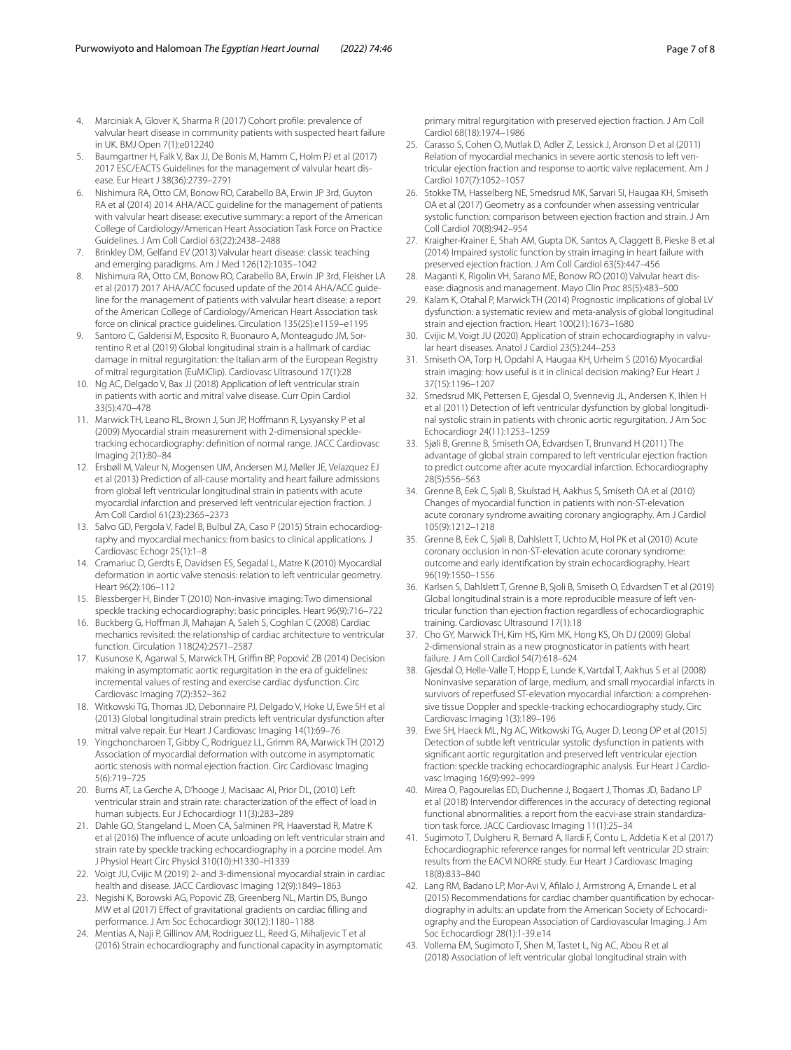4. Marciniak A, Glover K, Sharma R (2017) Cohort profile: prevalence of valvular heart disease in community patients with suspected heart failure in UK. BMJ Open 7(1):e012240
5. Baumgartner H, Falk V, Bax JJ, De Bonis M, Hamm C, Holm PJ et al (2017) 2017 ESC/EACTS Guidelines for the management of valvular heart disease. Eur Heart J 38(36):2739–2791
6. Nishimura RA, Otto CM, Bonow RO, Carabello BA, Erwin JP 3rd, Guyton RA et al (2014) 2014 AHA/ACC guideline for the management of patients with valvular heart disease: executive summary: a report of the American College of Cardiology/American Heart Association Task Force on Practice Guidelines. J Am Coll Cardiol 63(22):2438–2488
7. Brinkley DM, Gelfand EV (2013) Valvular heart disease: classic teaching and emerging paradigms. Am J Med 126(12):1035–1042
8. Nishimura RA, Otto CM, Bonow RO, Carabello BA, Erwin JP 3rd, Fleisher LA et al (2017) 2017 AHA/ACC focused update of the 2014 AHA/ACC guideline for the management of patients with valvular heart disease: a report of the American College of Cardiology/American Heart Association task force on clinical practice guidelines. Circulation 135(25):e1159–e1195
9. Santoro C, Galderisi M, Esposito R, Buonauro A, Monteagudo JM, Sorrentino R et al (2019) Global longitudinal strain is a hallmark of cardiac damage in mitral regurgitation: the Italian arm of the European Registry of mitral regurgitation (EuMiClip). Cardiovasc Ultrasound 17(1):28
10. Ng AC, Delgado V, Bax JJ (2018) Application of left ventricular strain in patients with aortic and mitral valve disease. Curr Opin Cardiol 33(5):470–478
11. Marwick TH, Leano RL, Brown J, Sun JP, Hoffmann R, Lysyansky P et al (2009) Myocardial strain measurement with 2-dimensional speckle-tracking echocardiography: definition of normal range. JACC Cardiovasc Imaging 2(1):80–84
12. Ersbøll M, Valeur N, Mogensen UM, Andersen MJ, Møller JE, Velazquez EJ et al (2013) Prediction of all-cause mortality and heart failure admissions from global left ventricular longitudinal strain in patients with acute myocardial infarction and preserved left ventricular ejection fraction. J Am Coll Cardiol 61(23):2365–2373
13. Salvo GD, Pergola V, Fadel B, Bulbul ZA, Caso P (2015) Strain echocardiography and myocardial mechanics: from basics to clinical applications. J Cardiovasc Echogr 25(1):1–8
14. Cramariuc D, Gerdts E, Davidsen ES, Segadal L, Matre K (2010) Myocardial deformation in aortic valve stenosis: relation to left ventricular geometry. Heart 96(2):106–112
15. Blessberger H, Binder T (2010) Non-invasive imaging: Two dimensional speckle tracking echocardiography: basic principles. Heart 96(9):716–722
16. Buckberg G, Hoffman JI, Mahajan A, Saleh S, Coghlan C (2008) Cardiac mechanics revisited: the relationship of cardiac architecture to ventricular function. Circulation 118(24):2571–2587
17. Kusunose K, Agarwal S, Marwick TH, Griffin BP, Popović ZB (2014) Decision making in asymptomatic aortic regurgitation in the era of guidelines: incremental values of resting and exercise cardiac dysfunction. Circ Cardiovasc Imaging 7(2):352–362
18. Witkowski TG, Thomas JD, Debonnaire PJ, Delgado V, Hoke U, Ewe SH et al (2013) Global longitudinal strain predicts left ventricular dysfunction after mitral valve repair. Eur Heart J Cardiovasc Imaging 14(1):69–76
19. Yingchoncharoen T, Gibby C, Rodriguez LL, Grimm RA, Marwick TH (2012) Association of myocardial deformation with outcome in asymptomatic aortic stenosis with normal ejection fraction. Circ Cardiovasc Imaging 5(6):719–725
20. Burns AT, La Gerche A, D'hooge J, MacIsaac AI, Prior DL, (2010) Left ventricular strain and strain rate: characterization of the effect of load in human subjects. Eur J Echocardiogr 11(3):283–289
21. Dahle GO, Stangeland L, Moen CA, Salminen PR, Haaverstad R, Matre K et al (2016) The influence of acute unloading on left ventricular strain and strain rate by speckle tracking echocardiography in a porcine model. Am J Physiol Heart Circ Physiol 310(10):H1330–H1339
22. Voigt JU, Cvijic M (2019) 2- and 3-dimensional myocardial strain in cardiac health and disease. JACC Cardiovasc Imaging 12(9):1849–1863
23. Negishi K, Borowski AG, Popović ZB, Greenberg NL, Martin DS, Bungo MW et al (2017) Effect of gravitational gradients on cardiac filling and performance. J Am Soc Echocardiogr 30(12):1180–1188
24. Mentias A, Naji P, Gillinov AM, Rodriguez LL, Reed G, Mihaljevic T et al (2016) Strain echocardiography and functional capacity in asymptomatic primary mitral regurgitation with preserved ejection fraction. J Am Coll Cardiol 68(18):1974–1986
25. Carasso S, Cohen O, Mutlak D, Adler Z, Lessick J, Aronson D et al (2011) Relation of myocardial mechanics in severe aortic stenosis to left ventricular ejection fraction and response to aortic valve replacement. Am J Cardiol 107(7):1052–1057
26. Stokke TM, Hasselberg NE, Smedsrud MK, Sarvari SI, Haugaa KH, Smiseth OA et al (2017) Geometry as a confounder when assessing ventricular systolic function: comparison between ejection fraction and strain. J Am Coll Cardiol 70(8):942–954
27. Kraigher-Krainer E, Shah AM, Gupta DK, Santos A, Claggett B, Pieske B et al (2014) Impaired systolic function by strain imaging in heart failure with preserved ejection fraction. J Am Coll Cardiol 63(5):447–456
28. Maganti K, Rigolin VH, Sarano ME, Bonow RO (2010) Valvular heart disease: diagnosis and management. Mayo Clin Proc 85(5):483–500
29. Kalam K, Otahal P, Marwick TH (2014) Prognostic implications of global LV dysfunction: a systematic review and meta-analysis of global longitudinal strain and ejection fraction. Heart 100(21):1673–1680
30. Cvijic M, Voigt JU (2020) Application of strain echocardiography in valvular heart diseases. Anatol J Cardiol 23(5):244–253
31. Smiseth OA, Torp H, Opdahl A, Haugaa KH, Urheim S (2016) Myocardial strain imaging: how useful is it in clinical decision making? Eur Heart J 37(15):1196–1207
32. Smedsrud MK, Pettersen E, Gjesdal O, Svennevig JL, Andersen K, Ihlen H et al (2011) Detection of left ventricular dysfunction by global longitudinal systolic strain in patients with chronic aortic regurgitation. J Am Soc Echocardiogr 24(11):1253–1259
33. Sjøli B, Grenne B, Smiseth OA, Edvardsen T, Brunvand H (2011) The advantage of global strain compared to left ventricular ejection fraction to predict outcome after acute myocardial infarction. Echocardiography 28(5):556–563
34. Grenne B, Eek C, Sjøli B, Skulstad H, Aakhus S, Smiseth OA et al (2010) Changes of myocardial function in patients with non-ST-elevation acute coronary syndrome awaiting coronary angiography. Am J Cardiol 105(9):1212–1218
35. Grenne B, Eek C, Sjøli B, Dahlslett T, Uchto M, Hol PK et al (2010) Acute coronary occlusion in non-ST-elevation acute coronary syndrome: outcome and early identification by strain echocardiography. Heart 96(19):1550–1556
36. Karlsen S, Dahlslett T, Grenne B, Sjoli B, Smiseth O, Edvardsen T et al (2019) Global longitudinal strain is a more reproducible measure of left ventricular function than ejection fraction regardless of echocardiographic training. Cardiovasc Ultrasound 17(1):18
37. Cho GY, Marwick TH, Kim HS, Kim MK, Hong KS, Oh DJ (2009) Global 2-dimensional strain as a new prognosticator in patients with heart failure. J Am Coll Cardiol 54(7):618–624
38. Gjesdal O, Helle-Valle T, Hopp E, Lunde K, Vartdal T, Aakhus S et al (2008) Noninvasive separation of large, medium, and small myocardial infarcts in survivors of reperfused ST-elevation myocardial infarction: a comprehensive tissue Doppler and speckle-tracking echocardiography study. Circ Cardiovasc Imaging 1(3):189–196
39. Ewe SH, Haeck ML, Ng AC, Witkowski TG, Auger D, Leong DP et al (2015) Detection of subtle left ventricular systolic dysfunction in patients with significant aortic regurgitation and preserved left ventricular ejection fraction: speckle tracking echocardiographic analysis. Eur Heart J Cardiovasc Imaging 16(9):992–999
40. Mirea O, Pagourelias ED, Duchenne J, Bogaert J, Thomas JD, Badano LP et al (2018) Intervendor differences in the accuracy of detecting regional functional abnormalities: a report from the eacvi-ase strain standardization task force. JACC Cardiovasc Imaging 11(1):25–34
41. Sugimoto T, Dulgheru R, Bernard A, Ilardi F, Contu L, Addetia K et al (2017) Echocardiographic reference ranges for normal left ventricular 2D strain: results from the EACVI NORRE study. Eur Heart J Cardiovasc Imaging 18(8):833–840
42. Lang RM, Badano LP, Mor-Avi V, Afilalo J, Armstrong A, Ernande L et al (2015) Recommendations for cardiac chamber quantification by echocardiography in adults: an update from the American Society of Echocardiography and the European Association of Cardiovascular Imaging. J Am Soc Echocardiogr 28(1):1-39.e14
43. Vollema EM, Sugimoto T, Shen M, Tastet L, Ng AC, Abou R et al (2018) Association of left ventricular global longitudinal strain with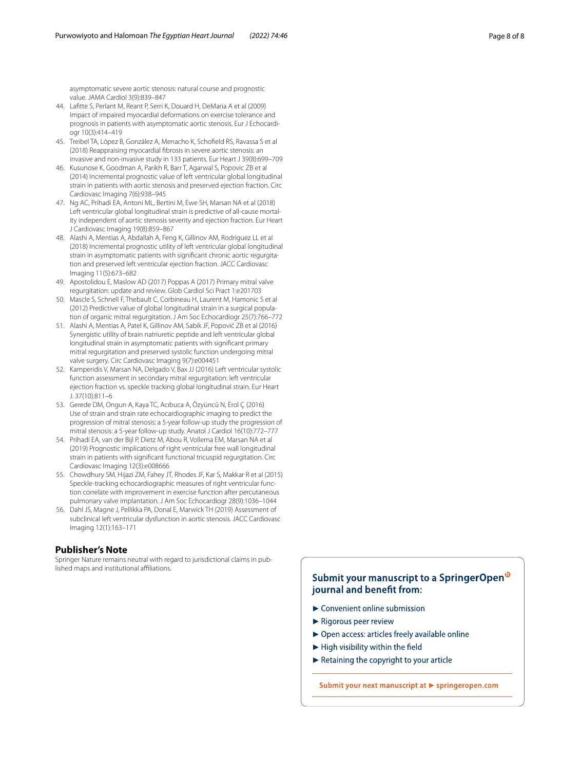asymptomatic severe aortic stenosis: natural course and prognostic value. JAMA Cardiol 3(9):839–847

44. Lafitte S, Perlant M, Reant P, Serri K, Douard H, DeMaria A et al (2009) Impact of impaired myocardial deformations on exercise tolerance and prognosis in patients with asymptomatic aortic stenosis. Eur J Echocardiogr 10(3):414–419
45. Treibel TA, López B, González A, Menacho K, Schofield RS, Ravassa S et al (2018) Reappraising myocardial fibrosis in severe aortic stenosis: an invasive and non-invasive study in 133 patients. Eur Heart J 39(8):699–709
46. Kusunose K, Goodman A, Parikh R, Barr T, Agarwal S, Popovic ZB et al (2014) Incremental prognostic value of left ventricular global longitudinal strain in patients with aortic stenosis and preserved ejection fraction. Circ Cardiovasc Imaging 7(6):938–945
47. Ng AC, Prihadi EA, Antoni ML, Bertini M, Ewe SH, Marsan NA et al (2018) Left ventricular global longitudinal strain is predictive of all-cause mortality independent of aortic stenosis severity and ejection fraction. Eur Heart J Cardiovasc Imaging 19(8):859–867
48. Alashi A, Mentias A, Abdallah A, Feng K, Gillinov AM, Rodriguez LL et al (2018) Incremental prognostic utility of left ventricular global longitudinal strain in asymptomatic patients with significant chronic aortic regurgitation and preserved left ventricular ejection fraction. JACC Cardiovasc Imaging 11(5):673–682
49. Apostolidou E, Maslow AD (2017) Poppas A (2017) Primary mitral valve regurgitation: update and review. Glob Cardiol Sci Pract 1:e201703
50. Mascle S, Schnell F, Thebault C, Corbineau H, Laurent M, Hamonic S et al (2012) Predictive value of global longitudinal strain in a surgical population of organic mitral regurgitation. J Am Soc Echocardiogr 25(7):766–772
51. Alashi A, Mentias A, Patel K, Gillinov AM, Sabik JF, Popović ZB et al (2016) Synergistic utility of brain natriuretic peptide and left ventricular global longitudinal strain in asymptomatic patients with significant primary mitral regurgitation and preserved systolic function undergoing mitral valve surgery. Circ Cardiovasc Imaging 9(7):e004451
52. Kamperidis V, Marsan NA, Delgado V, Bax JJ (2016) Left ventricular systolic function assessment in secondary mitral regurgitation: left ventricular ejection fraction vs. speckle tracking global longitudinal strain. Eur Heart J. 37(10):811–6
53. Gerede DM, Ongun A, Kaya TC, Acıbuca A, Özyüncü N, Erol Ç (2016) Use of strain and strain rate echocardiographic imaging to predict the progression of mitral stenosis: a 5-year follow-up study the progression of mitral stenosis: a 5-year follow-up study. Anatol J Cardiol 16(10):772–777
54. Prihadi EA, van der Bijl P, Dietz M, Abou R, Vollema EM, Marsan NA et al (2019) Prognostic implications of right ventricular free wall longitudinal strain in patients with significant functional tricuspid regurgitation. Circ Cardiovasc Imaging 12(3):e008666
55. Chowdhury SM, Hijazi ZM, Fahey JT, Rhodes JF, Kar S, Makkar R et al (2015) Speckle-tracking echocardiographic measures of right ventricular function correlate with improvement in exercise function after percutaneous pulmonary valve implantation. J Am Soc Echocardiogr 28(9):1036–1044
56. Dahl JS, Magne J, Pellikka PA, Donal E, Marwick TH (2019) Assessment of subclinical left ventricular dysfunction in aortic stenosis. JACC Cardiovasc Imaging 12(1):163–171

## Publisher's Note

Springer Nature remains neutral with regard to jurisdictional claims in published maps and institutional affiliations.

**Submit your manuscript to a SpringerOpen journal and benefit from:**

- ► Convenient online submission
- ► Rigorous peer review
- ► Open access: articles freely available online
- ► High visibility within the field
- ► Retaining the copyright to your article

**Submit your next manuscript at ► springeropen.com**